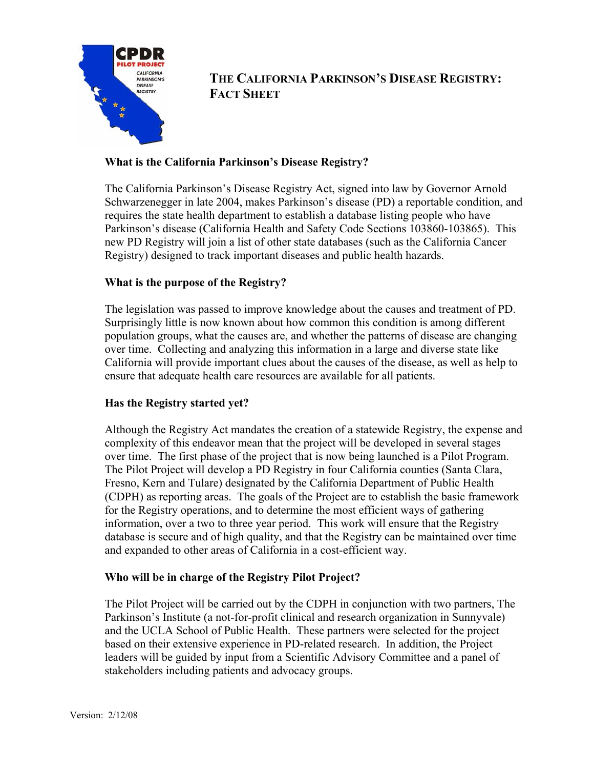# THE CALIFORNIA PARKINSON'S DISEASE REGISTRY: FACT SHEET

**What is the California Parkinson's Disease Registry?**

The California Parkinson's Disease Registry Act, signed into law by Governor Arnold Schwarzenegger in late 2004, makes Parkinson's disease (PD) a reportable condition, and requires the state health department to establish a database listing people who have Parkinson's disease (California Health and Safety Code Sections 103860-103865). This new PD Registry will join a list of other state databases (such as the California Cancer Registry) designed to track important diseases and public health hazards.

**What is the purpose of the Registry?**

The legislation was passed to improve knowledge about the causes and treatment of PD. Surprisingly little is now known about how common this condition is among different population groups, what the causes are, and whether the patterns of disease are changing over time. Collecting and analyzing this information in a large and diverse state like California will provide important clues about the causes of the disease, as well as help to ensure that adequate health care resources are available for all patients.

**Has the Registry started yet?**

Although the Registry Act mandates the creation of a statewide Registry, the expense and complexity of this endeavor mean that the project will be developed in several stages over time. The first phase of the project that is now being launched is a Pilot Program. The Pilot Project will develop a PD Registry in four California counties (Santa Clara, Fresno, Kern and Tulare) designated by the California Department of Public Health (CDPH) as reporting areas. The goals of the Project are to establish the basic framework for the Registry operations, and to determine the most efficient ways of gathering information, over a two to three year period. This work will ensure that the Registry database is secure and of high quality, and that the Registry can be maintained over time and expanded to other areas of California in a cost-efficient way.

**Who will be in charge of the Registry Pilot Project?**

The Pilot Project will be carried out by the CDPH in conjunction with two partners, The Parkinson's Institute (a not-for-profit clinical and research organization in Sunnyvale) and the UCLA School of Public Health. These partners were selected for the project based on their extensive experience in PD-related research. In addition, the Project leaders will be guided by input from a Scientific Advisory Committee and a panel of stakeholders including patients and advocacy groups.

Version: 2/12/08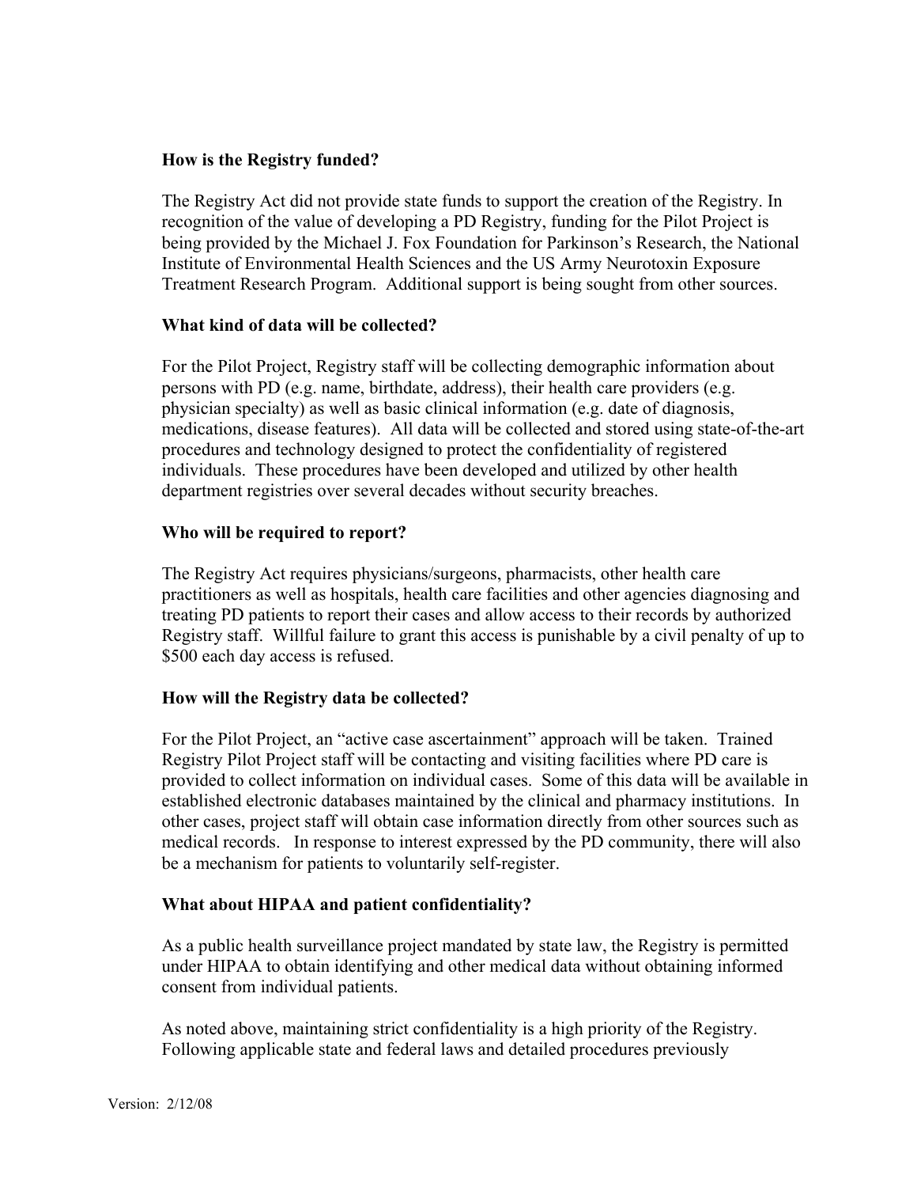**How is the Registry funded?**

The Registry Act did not provide state funds to support the creation of the Registry. In recognition of the value of developing a PD Registry, funding for the Pilot Project is being provided by the Michael J. Fox Foundation for Parkinson's Research, the National Institute of Environmental Health Sciences and the US Army Neurotoxin Exposure Treatment Research Program. Additional support is being sought from other sources.

**What kind of data will be collected?**

For the Pilot Project, Registry staff will be collecting demographic information about persons with PD (e.g. name, birthdate, address), their health care providers (e.g. physician specialty) as well as basic clinical information (e.g. date of diagnosis, medications, disease features). All data will be collected and stored using state-of-the-art procedures and technology designed to protect the confidentiality of registered individuals. These procedures have been developed and utilized by other health department registries over several decades without security breaches.

**Who will be required to report?**

The Registry Act requires physicians/surgeons, pharmacists, other health care practitioners as well as hospitals, health care facilities and other agencies diagnosing and treating PD patients to report their cases and allow access to their records by authorized Registry staff. Willful failure to grant this access is punishable by a civil penalty of up to $500 each day access is refused.

**How will the Registry data be collected?**

For the Pilot Project, an "active case ascertainment" approach will be taken. Trained Registry Pilot Project staff will be contacting and visiting facilities where PD care is provided to collect information on individual cases. Some of this data will be available in established electronic databases maintained by the clinical and pharmacy institutions. In other cases, project staff will obtain case information directly from other sources such as medical records. In response to interest expressed by the PD community, there will also be a mechanism for patients to voluntarily self-register.

**What about HIPAA and patient confidentiality?**

As a public health surveillance project mandated by state law, the Registry is permitted under HIPAA to obtain identifying and other medical data without obtaining informed consent from individual patients.

As noted above, maintaining strict confidentiality is a high priority of the Registry. Following applicable state and federal laws and detailed procedures previously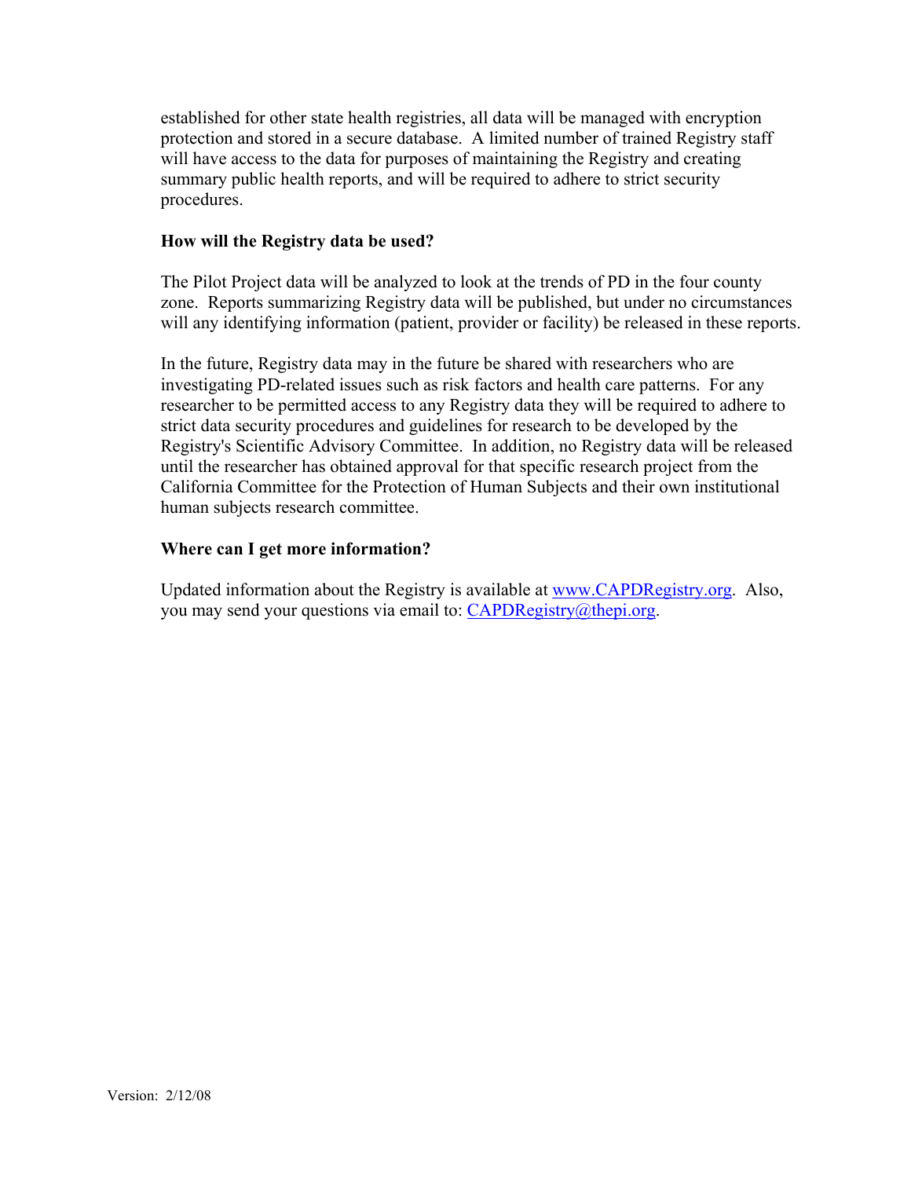established for other state health registries, all data will be managed with encryption protection and stored in a secure database. A limited number of trained Registry staff will have access to the data for purposes of maintaining the Registry and creating summary public health reports, and will be required to adhere to strict security procedures.

**How will the Registry data be used?**

The Pilot Project data will be analyzed to look at the trends of PD in the four county zone. Reports summarizing Registry data will be published, but under no circumstances will any identifying information (patient, provider or facility) be released in these reports.

In the future, Registry data may in the future be shared with researchers who are investigating PD-related issues such as risk factors and health care patterns. For any researcher to be permitted access to any Registry data they will be required to adhere to strict data security procedures and guidelines for research to be developed by the Registry's Scientific Advisory Committee. In addition, no Registry data will be released until the researcher has obtained approval for that specific research project from the California Committee for the Protection of Human Subjects and their own institutional human subjects research committee.

**Where can I get more information?**

Updated information about the Registry is available at www.CAPDRegistry.org. Also, you may send your questions via email to: CAPDRegistry@thepi.org.

Version: 2/12/08